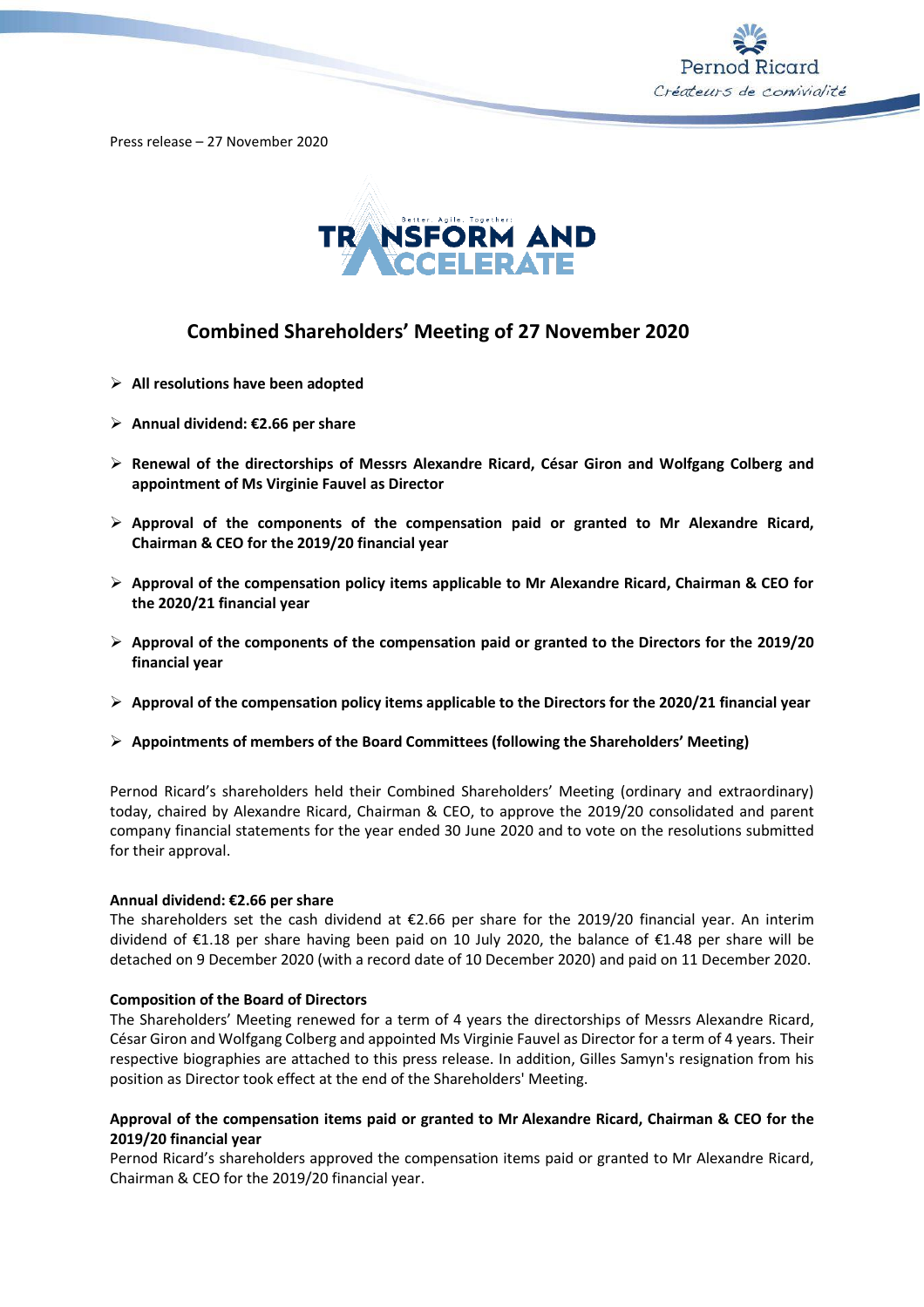Press release – 27 November 2020

# Combined Shareholders' Meeting of 27 November 2020

- **All resolutions have been adopted**
- **Annual dividend: €2.66 per share**
- **Renewal of the directorships of Messrs Alexandre Ricard, César Giron and Wolfgang Colberg and appointment of Ms Virginie Fauvel as Director**
- **Approval of the components of the compensation paid or granted to Mr Alexandre Ricard, Chairman & CEO for the 2019/20 financial year**
- **Approval of the compensation policy items applicable to Mr Alexandre Ricard, Chairman & CEO for the 2020/21 financial year**
- **Approval of the components of the compensation paid or granted to the Directors for the 2019/20 financial year**
- **Approval of the compensation policy items applicable to the Directors for the 2020/21 financial year**
- **Appointments of members of the Board Committees (following the Shareholders' Meeting)**

Pernod Ricard's shareholders held their Combined Shareholders' Meeting (ordinary and extraordinary) today, chaired by Alexandre Ricard, Chairman & CEO, to approve the 2019/20 consolidated and parent company financial statements for the year ended 30 June 2020 and to vote on the resolutions submitted for their approval.

**Annual dividend: €2.66 per share**

The shareholders set the cash dividend at €2.66 per share for the 2019/20 financial year. An interim dividend of €1.18 per share having been paid on 10 July 2020, the balance of €1.48 per share will be detached on 9 December 2020 (with a record date of 10 December 2020) and paid on 11 December 2020.

**Composition of the Board of Directors**

The Shareholders' Meeting renewed for a term of 4 years the directorships of Messrs Alexandre Ricard, César Giron and Wolfgang Colberg and appointed Ms Virginie Fauvel as Director for a term of 4 years. Their respective biographies are attached to this press release. In addition, Gilles Samyn's resignation from his position as Director took effect at the end of the Shareholders' Meeting.

**Approval of the compensation items paid or granted to Mr Alexandre Ricard, Chairman & CEO for the 2019/20 financial year**

Pernod Ricard's shareholders approved the compensation items paid or granted to Mr Alexandre Ricard, Chairman & CEO for the 2019/20 financial year.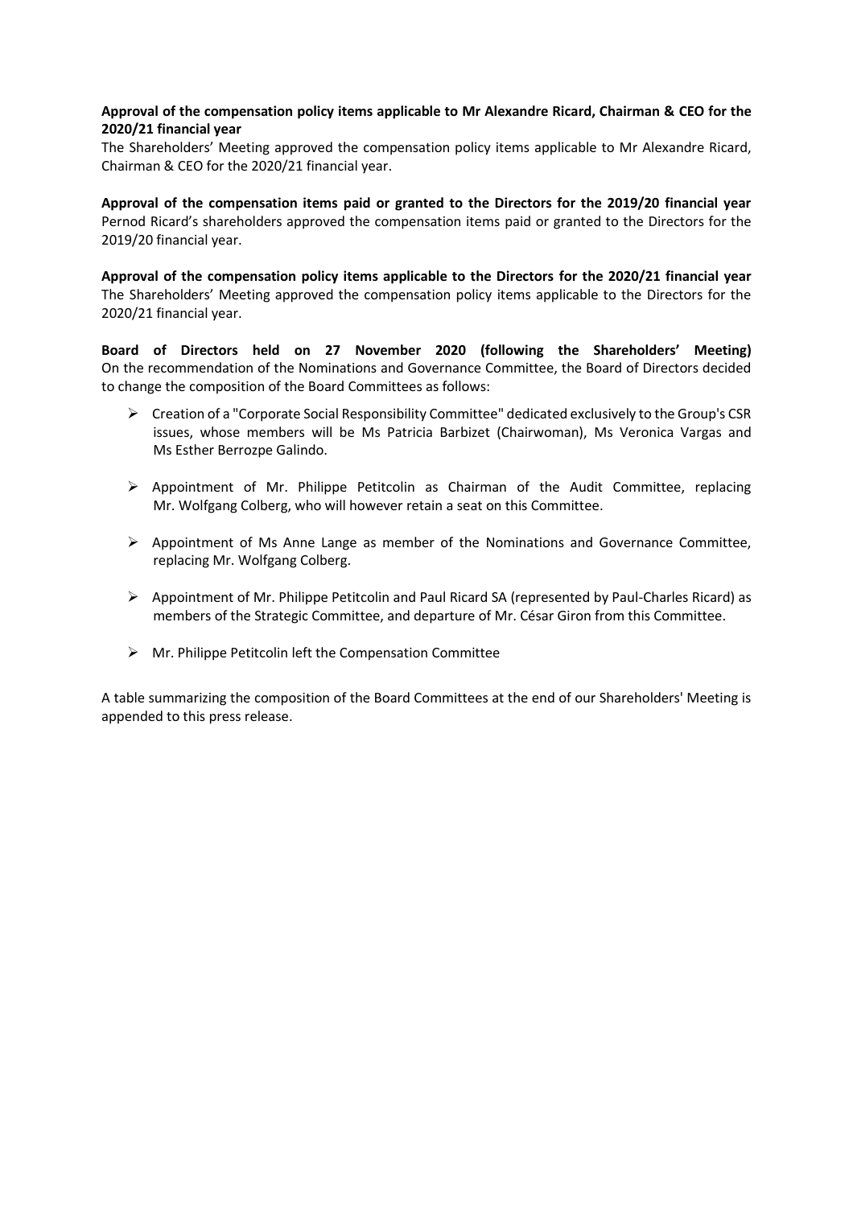**Approval of the compensation policy items applicable to Mr Alexandre Ricard, Chairman & CEO for the 2020/21 financial year**
The Shareholders' Meeting approved the compensation policy items applicable to Mr Alexandre Ricard, Chairman & CEO for the 2020/21 financial year.

**Approval of the compensation items paid or granted to the Directors for the 2019/20 financial year**
Pernod Ricard's shareholders approved the compensation items paid or granted to the Directors for the 2019/20 financial year.

**Approval of the compensation policy items applicable to the Directors for the 2020/21 financial year**
The Shareholders' Meeting approved the compensation policy items applicable to the Directors for the 2020/21 financial year.

**Board of Directors held on 27 November 2020 (following the Shareholders' Meeting)**
On the recommendation of the Nominations and Governance Committee, the Board of Directors decided to change the composition of the Board Committees as follows:

- Creation of a "Corporate Social Responsibility Committee" dedicated exclusively to the Group's CSR issues, whose members will be Ms Patricia Barbizet (Chairwoman), Ms Veronica Vargas and Ms Esther Berrozpe Galindo.
- Appointment of Mr. Philippe Petitcolin as Chairman of the Audit Committee, replacing Mr. Wolfgang Colberg, who will however retain a seat on this Committee.
- Appointment of Ms Anne Lange as member of the Nominations and Governance Committee, replacing Mr. Wolfgang Colberg.
- Appointment of Mr. Philippe Petitcolin and Paul Ricard SA (represented by Paul-Charles Ricard) as members of the Strategic Committee, and departure of Mr. César Giron from this Committee.
- Mr. Philippe Petitcolin left the Compensation Committee

A table summarizing the composition of the Board Committees at the end of our Shareholders' Meeting is appended to this press release.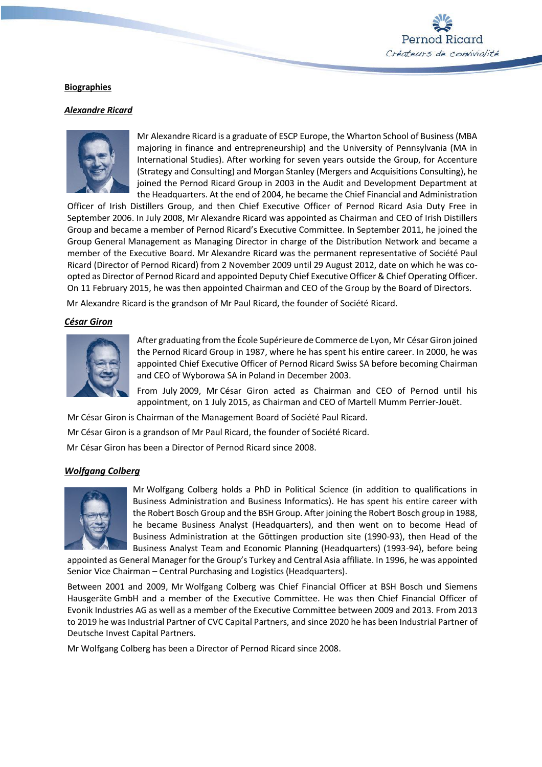**Biographies**

***Alexandre Ricard***

Mr Alexandre Ricard is a graduate of ESCP Europe, the Wharton School of Business (MBA majoring in finance and entrepreneurship) and the University of Pennsylvania (MA in International Studies). After working for seven years outside the Group, for Accenture (Strategy and Consulting) and Morgan Stanley (Mergers and Acquisitions Consulting), he joined the Pernod Ricard Group in 2003 in the Audit and Development Department at the Headquarters. At the end of 2004, he became the Chief Financial and Administration Officer of Irish Distillers Group, and then Chief Executive Officer of Pernod Ricard Asia Duty Free in September 2006. In July 2008, Mr Alexandre Ricard was appointed as Chairman and CEO of Irish Distillers Group and became a member of Pernod Ricard's Executive Committee. In September 2011, he joined the Group General Management as Managing Director in charge of the Distribution Network and became a member of the Executive Board. Mr Alexandre Ricard was the permanent representative of Société Paul Ricard (Director of Pernod Ricard) from 2 November 2009 until 29 August 2012, date on which he was co-opted as Director of Pernod Ricard and appointed Deputy Chief Executive Officer & Chief Operating Officer. On 11 February 2015, he was then appointed Chairman and CEO of the Group by the Board of Directors.

Mr Alexandre Ricard is the grandson of Mr Paul Ricard, the founder of Société Ricard.

***César Giron***

After graduating from the École Supérieure de Commerce de Lyon, Mr César Giron joined the Pernod Ricard Group in 1987, where he has spent his entire career. In 2000, he was appointed Chief Executive Officer of Pernod Ricard Swiss SA before becoming Chairman and CEO of Wyborowa SA in Poland in December 2003.

From July 2009, Mr César Giron acted as Chairman and CEO of Pernod until his appointment, on 1 July 2015, as Chairman and CEO of Martell Mumm Perrier-Jouët.

Mr César Giron is Chairman of the Management Board of Société Paul Ricard.

Mr César Giron is a grandson of Mr Paul Ricard, the founder of Société Ricard.

Mr César Giron has been a Director of Pernod Ricard since 2008.

***Wolfgang Colberg***

Mr Wolfgang Colberg holds a PhD in Political Science (in addition to qualifications in Business Administration and Business Informatics). He has spent his entire career with the Robert Bosch Group and the BSH Group. After joining the Robert Bosch group in 1988, he became Business Analyst (Headquarters), and then went on to become Head of Business Administration at the Göttingen production site (1990-93), then Head of the Business Analyst Team and Economic Planning (Headquarters) (1993-94), before being appointed as General Manager for the Group's Turkey and Central Asia affiliate. In 1996, he was appointed Senior Vice Chairman – Central Purchasing and Logistics (Headquarters).

Between 2001 and 2009, Mr Wolfgang Colberg was Chief Financial Officer at BSH Bosch und Siemens Hausgeräte GmbH and a member of the Executive Committee. He was then Chief Financial Officer of Evonik Industries AG as well as a member of the Executive Committee between 2009 and 2013. From 2013 to 2019 he was Industrial Partner of CVC Capital Partners, and since 2020 he has been Industrial Partner of Deutsche Invest Capital Partners.

Mr Wolfgang Colberg has been a Director of Pernod Ricard since 2008.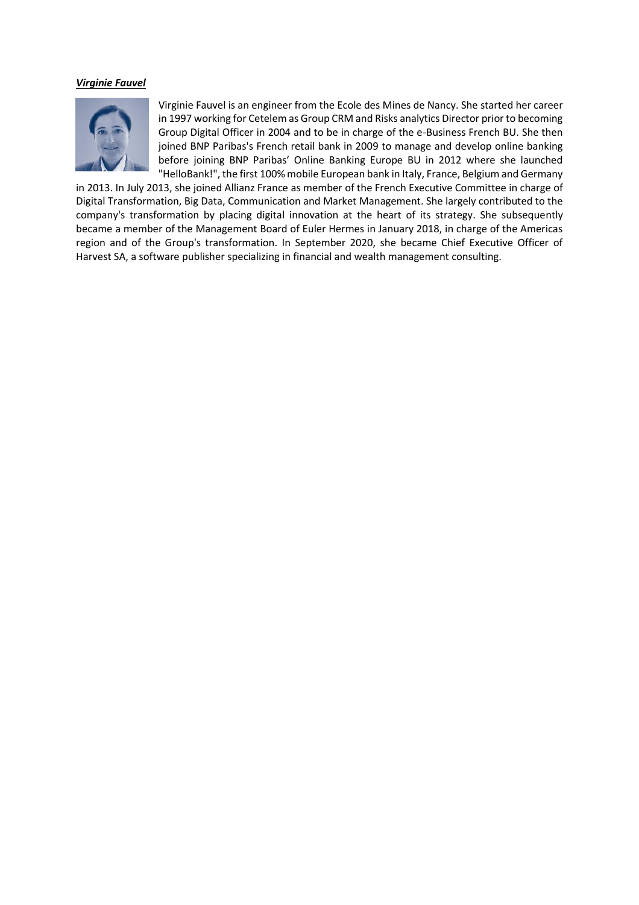***Virginie Fauvel***

Virginie Fauvel is an engineer from the Ecole des Mines de Nancy. She started her career in 1997 working for Cetelem as Group CRM and Risks analytics Director prior to becoming Group Digital Officer in 2004 and to be in charge of the e-Business French BU. She then joined BNP Paribas's French retail bank in 2009 to manage and develop online banking before joining BNP Paribas' Online Banking Europe BU in 2012 where she launched "HelloBank!", the first 100% mobile European bank in Italy, France, Belgium and Germany in 2013. In July 2013, she joined Allianz France as member of the French Executive Committee in charge of Digital Transformation, Big Data, Communication and Market Management. She largely contributed to the company's transformation by placing digital innovation at the heart of its strategy. She subsequently became a member of the Management Board of Euler Hermes in January 2018, in charge of the Americas region and of the Group's transformation. In September 2020, she became Chief Executive Officer of Harvest SA, a software publisher specializing in financial and wealth management consulting.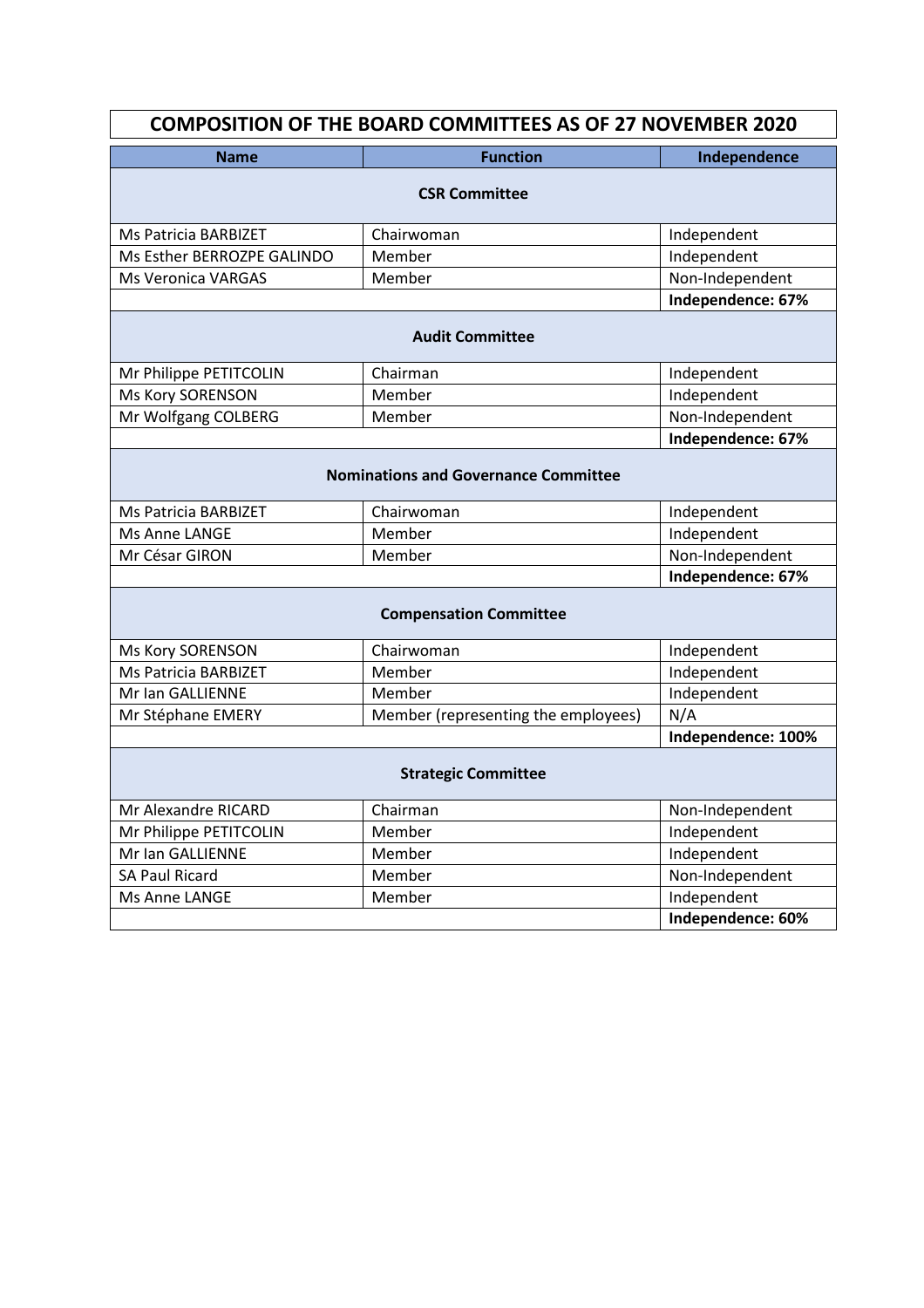| COMPOSITION OF THE BOARD COMMITTEES AS OF 27 NOVEMBER 2020 | | |
|---|---|---|
| **Name** | **Function** | **Independence** |
| **CSR Committee** | | |
| Ms Patricia BARBIZET | Chairwoman | Independent |
| Ms Esther BERROZPE GALINDO | Member | Independent |
| Ms Veronica VARGAS | Member | Non-Independent |
| | | **Independence: 67%** |
| **Audit Committee** | | |
| Mr Philippe PETITCOLIN | Chairman | Independent |
| Ms Kory SORENSON | Member | Independent |
| Mr Wolfgang COLBERG | Member | Non-Independent |
| | | **Independence: 67%** |
| **Nominations and Governance Committee** | | |
| Ms Patricia BARBIZET | Chairwoman | Independent |
| Ms Anne LANGE | Member | Independent |
| Mr César GIRON | Member | Non-Independent |
| | | **Independence: 67%** |
| **Compensation Committee** | | |
| Ms Kory SORENSON | Chairwoman | Independent |
| Ms Patricia BARBIZET | Member | Independent |
| Mr Ian GALLIENNE | Member | Independent |
| Mr Stéphane EMERY | Member (representing the employees) | N/A |
| | | **Independence: 100%** |
| **Strategic Committee** | | |
| Mr Alexandre RICARD | Chairman | Non-Independent |
| Mr Philippe PETITCOLIN | Member | Independent |
| Mr Ian GALLIENNE | Member | Independent |
| SA Paul Ricard | Member | Non-Independent |
| Ms Anne LANGE | Member | Independent |
| | | **Independence: 60%** |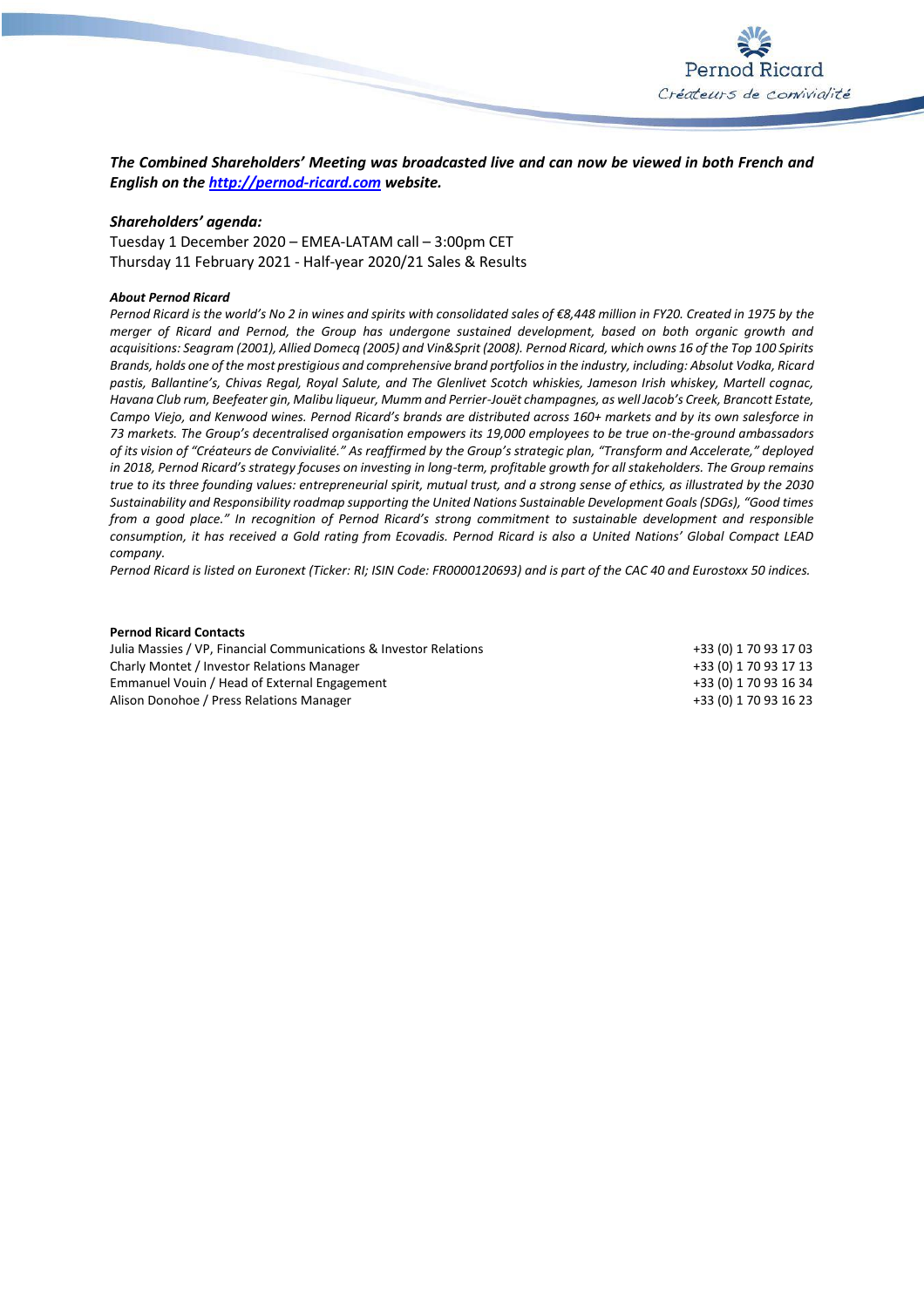***The Combined Shareholders' Meeting was broadcasted live and can now be viewed in both French and English on the [http://pernod-ricard.com](http://pernod-ricard.com) website.***

### *Shareholders' agenda:*

Tuesday 1 December 2020 – EMEA-LATAM call – 3:00pm CET
Thursday 11 February 2021 - Half-year 2020/21 Sales & Results

#### *About Pernod Ricard*

*Pernod Ricard is the world's No 2 in wines and spirits with consolidated sales of €8,448 million in FY20. Created in 1975 by the merger of Ricard and Pernod, the Group has undergone sustained development, based on both organic growth and acquisitions: Seagram (2001), Allied Domecq (2005) and Vin&Sprit (2008). Pernod Ricard, which owns 16 of the Top 100 Spirits Brands, holds one of the most prestigious and comprehensive brand portfolios in the industry, including: Absolut Vodka, Ricard pastis, Ballantine's, Chivas Regal, Royal Salute, and The Glenlivet Scotch whiskies, Jameson Irish whiskey, Martell cognac, Havana Club rum, Beefeater gin, Malibu liqueur, Mumm and Perrier-Jouët champagnes, as well Jacob's Creek, Brancott Estate, Campo Viejo, and Kenwood wines. Pernod Ricard's brands are distributed across 160+ markets and by its own salesforce in 73 markets. The Group's decentralised organisation empowers its 19,000 employees to be true on-the-ground ambassadors of its vision of "Créateurs de Convivialité." As reaffirmed by the Group's strategic plan, "Transform and Accelerate," deployed in 2018, Pernod Ricard's strategy focuses on investing in long-term, profitable growth for all stakeholders. The Group remains true to its three founding values: entrepreneurial spirit, mutual trust, and a strong sense of ethics, as illustrated by the 2030 Sustainability and Responsibility roadmap supporting the United Nations Sustainable Development Goals (SDGs), "Good times from a good place." In recognition of Pernod Ricard's strong commitment to sustainable development and responsible consumption, it has received a Gold rating from Ecovadis. Pernod Ricard is also a United Nations' Global Compact LEAD company.*

*Pernod Ricard is listed on Euronext (Ticker: RI; ISIN Code: FR0000120693) and is part of the CAC 40 and Eurostoxx 50 indices.*

#### Pernod Ricard Contacts

| | |
|---|---|
| Julia Massies / VP, Financial Communications & Investor Relations | +33 (0) 1 70 93 17 03 |
| Charly Montet / Investor Relations Manager | +33 (0) 1 70 93 17 13 |
| Emmanuel Vouin / Head of External Engagement | +33 (0) 1 70 93 16 34 |
| Alison Donohoe / Press Relations Manager | +33 (0) 1 70 93 16 23 |